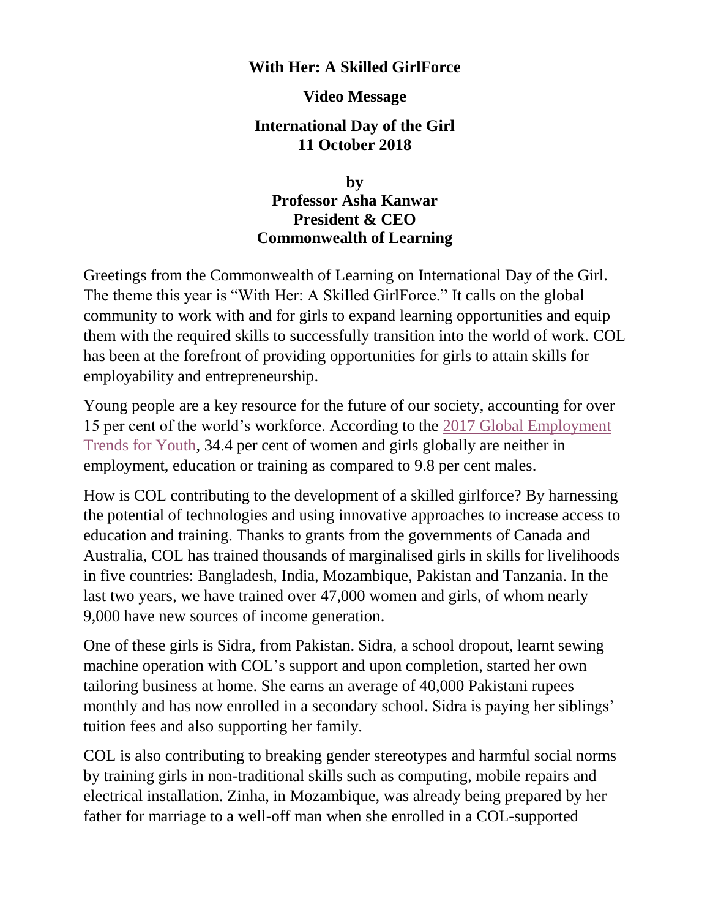**With Her: A Skilled GirlForce**

**Video Message**

**International Day of the Girl**
**11 October 2018**

**by**
**Professor Asha Kanwar**
**President & CEO**
**Commonwealth of Learning**

Greetings from the Commonwealth of Learning on International Day of the Girl. The theme this year is "With Her: A Skilled GirlForce." It calls on the global community to work with and for girls to expand learning opportunities and equip them with the required skills to successfully transition into the world of work. COL has been at the forefront of providing opportunities for girls to attain skills for employability and entrepreneurship.

Young people are a key resource for the future of our society, accounting for over 15 per cent of the world's workforce. According to the 2017 Global Employment Trends for Youth, 34.4 per cent of women and girls globally are neither in employment, education or training as compared to 9.8 per cent males.

How is COL contributing to the development of a skilled girlforce? By harnessing the potential of technologies and using innovative approaches to increase access to education and training. Thanks to grants from the governments of Canada and Australia, COL has trained thousands of marginalised girls in skills for livelihoods in five countries: Bangladesh, India, Mozambique, Pakistan and Tanzania. In the last two years, we have trained over 47,000 women and girls, of whom nearly 9,000 have new sources of income generation.

One of these girls is Sidra, from Pakistan. Sidra, a school dropout, learnt sewing machine operation with COL's support and upon completion, started her own tailoring business at home. She earns an average of 40,000 Pakistani rupees monthly and has now enrolled in a secondary school. Sidra is paying her siblings' tuition fees and also supporting her family.

COL is also contributing to breaking gender stereotypes and harmful social norms by training girls in non-traditional skills such as computing, mobile repairs and electrical installation. Zinha, in Mozambique, was already being prepared by her father for marriage to a well-off man when she enrolled in a COL-supported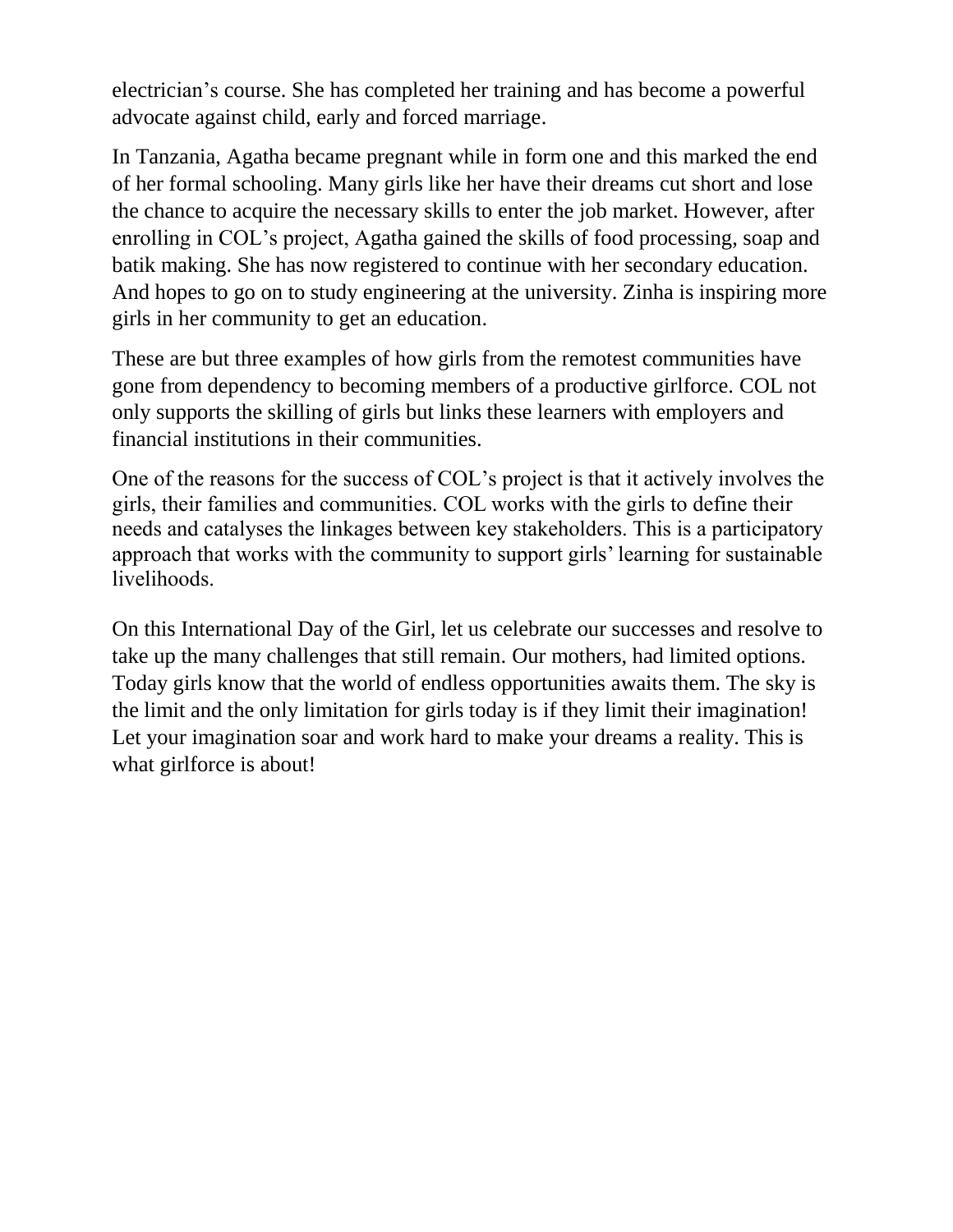electrician's course. She has completed her training and has become a powerful advocate against child, early and forced marriage.

In Tanzania, Agatha became pregnant while in form one and this marked the end of her formal schooling. Many girls like her have their dreams cut short and lose the chance to acquire the necessary skills to enter the job market. However, after enrolling in COL's project, Agatha gained the skills of food processing, soap and batik making. She has now registered to continue with her secondary education. And hopes to go on to study engineering at the university. Zinha is inspiring more girls in her community to get an education.

These are but three examples of how girls from the remotest communities have gone from dependency to becoming members of a productive girlforce. COL not only supports the skilling of girls but links these learners with employers and financial institutions in their communities.

One of the reasons for the success of COL's project is that it actively involves the girls, their families and communities. COL works with the girls to define their needs and catalyses the linkages between key stakeholders. This is a participatory approach that works with the community to support girls' learning for sustainable livelihoods.

On this International Day of the Girl, let us celebrate our successes and resolve to take up the many challenges that still remain. Our mothers, had limited options. Today girls know that the world of endless opportunities awaits them. The sky is the limit and the only limitation for girls today is if they limit their imagination! Let your imagination soar and work hard to make your dreams a reality. This is what girlforce is about!